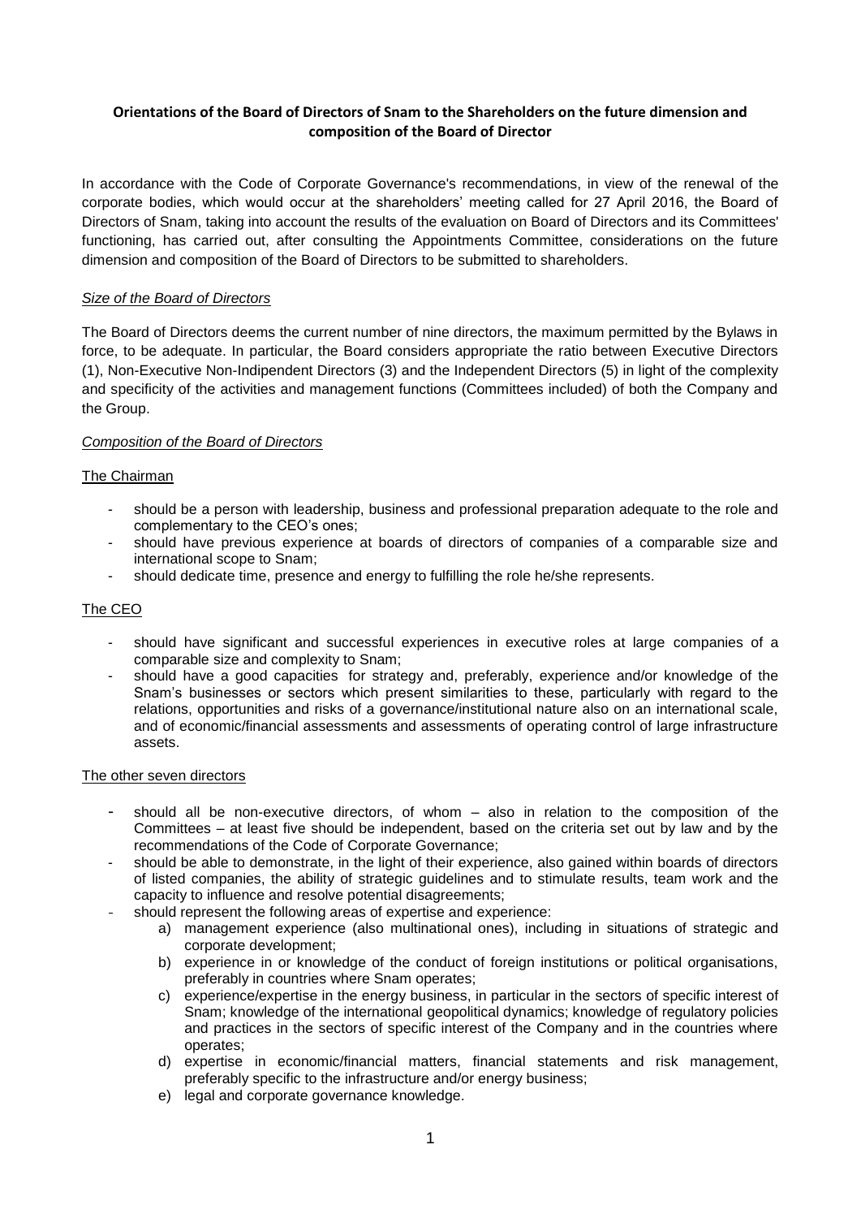**Orientations of the Board of Directors of Snam to the Shareholders on the future dimension and composition of the Board of Director**

In accordance with the Code of Corporate Governance's recommendations, in view of the renewal of the corporate bodies, which would occur at the shareholders' meeting called for 27 April 2016, the Board of Directors of Snam, taking into account the results of the evaluation on Board of Directors and its Committees' functioning, has carried out, after consulting the Appointments Committee, considerations on the future dimension and composition of the Board of Directors to be submitted to shareholders.

*Size of the Board of Directors*

The Board of Directors deems the current number of nine directors, the maximum permitted by the Bylaws in force, to be adequate. In particular, the Board considers appropriate the ratio between Executive Directors (1), Non-Executive Non-Indipendent Directors (3) and the Independent Directors (5) in light of the complexity and specificity of the activities and management functions (Committees included) of both the Company and the Group.

*Composition of the Board of Directors*

The Chairman

- should be a person with leadership, business and professional preparation adequate to the role and complementary to the CEO's ones;
- should have previous experience at boards of directors of companies of a comparable size and international scope to Snam;
- should dedicate time, presence and energy to fulfilling the role he/she represents.

The CEO

- should have significant and successful experiences in executive roles at large companies of a comparable size and complexity to Snam;
- should have a good capacities for strategy and, preferably, experience and/or knowledge of the Snam's businesses or sectors which present similarities to these, particularly with regard to the relations, opportunities and risks of a governance/institutional nature also on an international scale, and of economic/financial assessments and assessments of operating control of large infrastructure assets.

The other seven directors

- should all be non-executive directors, of whom – also in relation to the composition of the Committees – at least five should be independent, based on the criteria set out by law and by the recommendations of the Code of Corporate Governance;
- should be able to demonstrate, in the light of their experience, also gained within boards of directors of listed companies, the ability of strategic guidelines and to stimulate results, team work and the capacity to influence and resolve potential disagreements;
- should represent the following areas of expertise and experience:
    a) management experience (also multinational ones), including in situations of strategic and corporate development;
    b) experience in or knowledge of the conduct of foreign institutions or political organisations, preferably in countries where Snam operates;
    c) experience/expertise in the energy business, in particular in the sectors of specific interest of Snam; knowledge of the international geopolitical dynamics; knowledge of regulatory policies and practices in the sectors of specific interest of the Company and in the countries where operates;
    d) expertise in economic/financial matters, financial statements and risk management, preferably specific to the infrastructure and/or energy business;
    e) legal and corporate governance knowledge.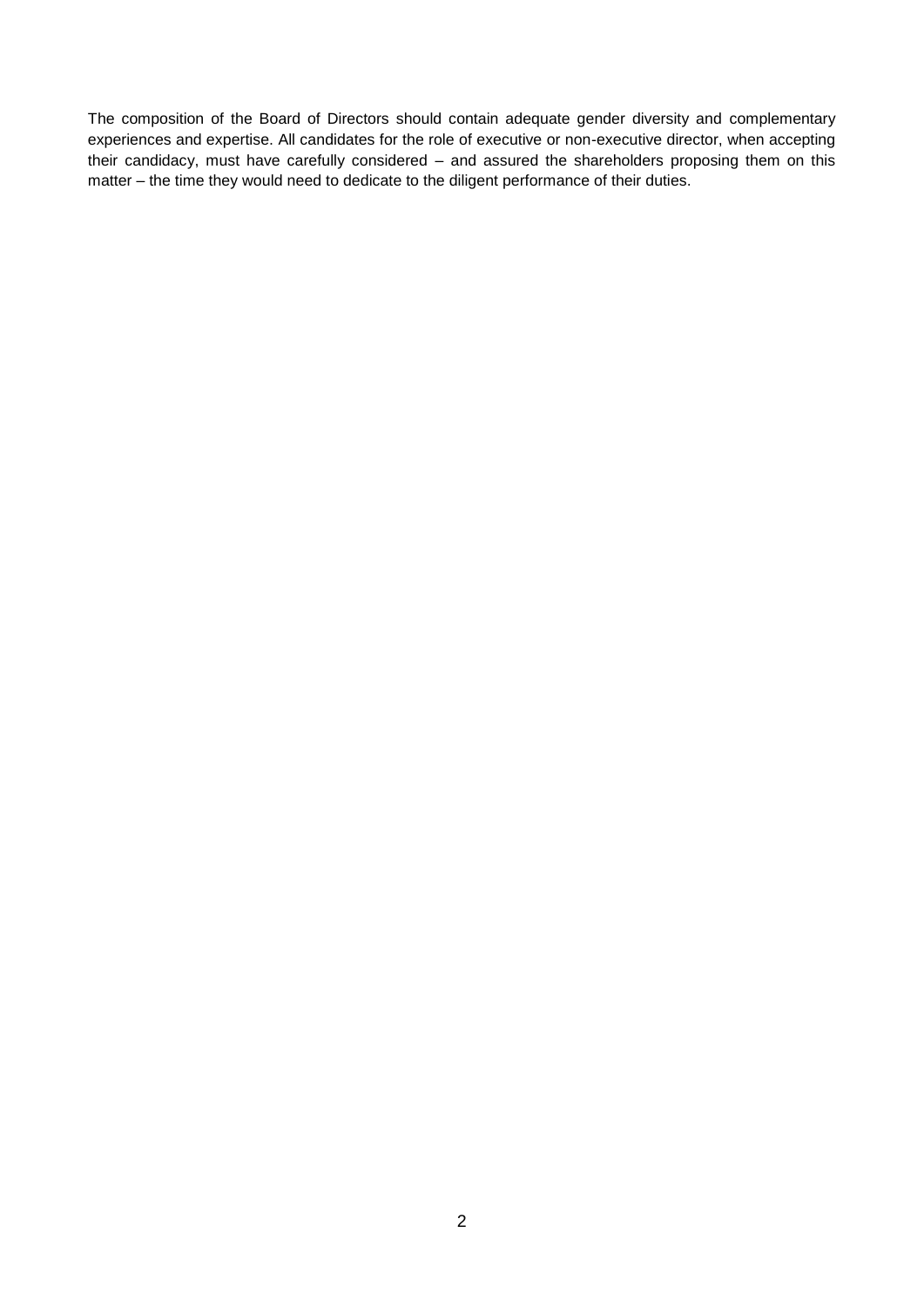The composition of the Board of Directors should contain adequate gender diversity and complementary experiences and expertise. All candidates for the role of executive or non-executive director, when accepting their candidacy, must have carefully considered – and assured the shareholders proposing them on this matter – the time they would need to dedicate to the diligent performance of their duties.